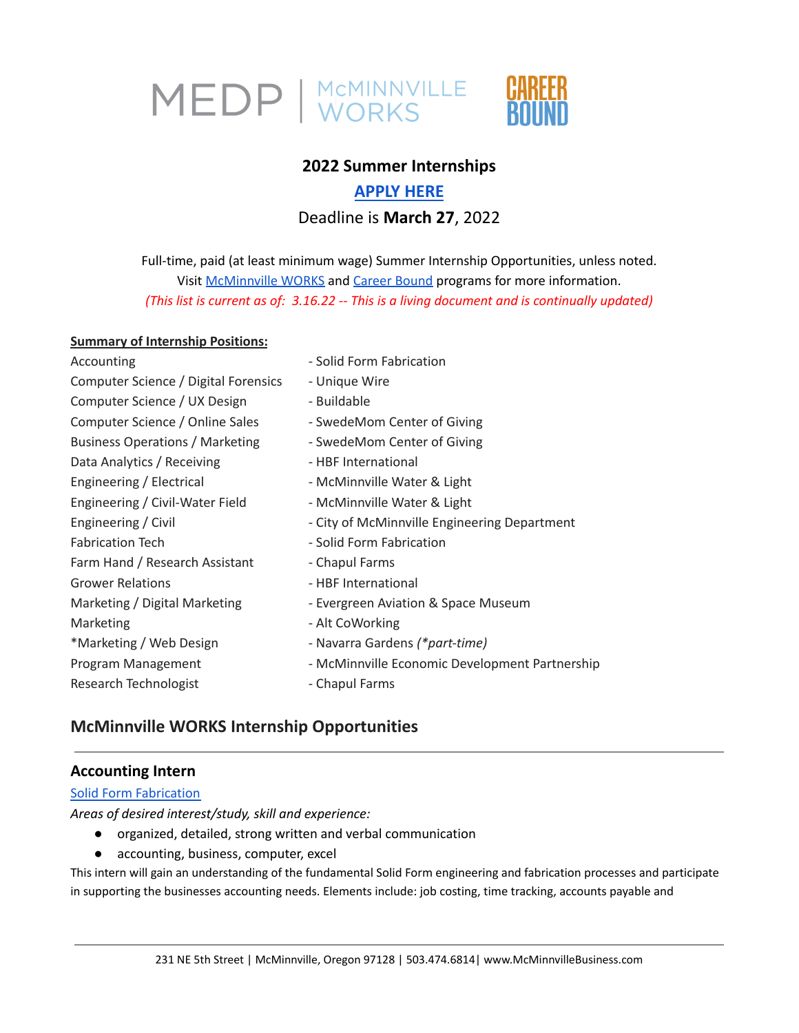MEDP | McMINNVILLE WORKS    CAREER BOUND

# 2022 Summer Internships

**APPLY HERE**

Deadline is **March 27**, 2022

Full-time, paid (at least minimum wage) Summer Internship Opportunities, unless noted.
Visit McMinnville WORKS and Career Bound programs for more information.
*(This list is current as of: 3.16.22 -- This is a living document and is continually updated)*

**Summary of Internship Positions:**

| | |
|---|---|
| Accounting | - Solid Form Fabrication |
| Computer Science / Digital Forensics | - Unique Wire |
| Computer Science / UX Design | - Buildable |
| Computer Science / Online Sales | - SwedeMom Center of Giving |
| Business Operations / Marketing | - SwedeMom Center of Giving |
| Data Analytics / Receiving | - HBF International |
| Engineering / Electrical | - McMinnville Water & Light |
| Engineering / Civil-Water Field | - McMinnville Water & Light |
| Engineering / Civil | - City of McMinnville Engineering Department |
| Fabrication Tech | - Solid Form Fabrication |
| Farm Hand / Research Assistant | - Chapul Farms |
| Grower Relations | - HBF International |
| Marketing / Digital Marketing | - Evergreen Aviation & Space Museum |
| Marketing | - Alt CoWorking |
| *Marketing / Web Design | - Navarra Gardens *(*part-time)* |
| Program Management | - McMinnville Economic Development Partnership |
| Research Technologist | - Chapul Farms |

## McMinnville WORKS Internship Opportunities

### Accounting Intern

Solid Form Fabrication

*Areas of desired interest/study, skill and experience:*

- organized, detailed, strong written and verbal communication
- accounting, business, computer, excel

This intern will gain an understanding of the fundamental Solid Form engineering and fabrication processes and participate in supporting the businesses accounting needs. Elements include: job costing, time tracking, accounts payable and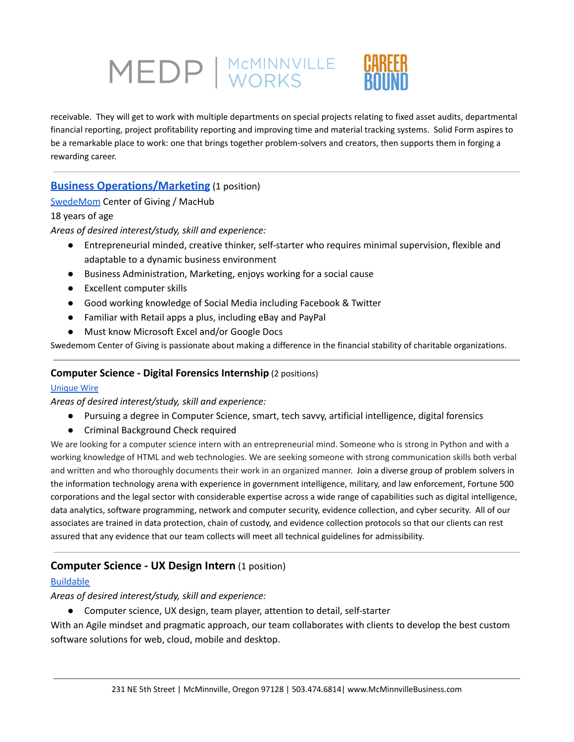receivable. They will get to work with multiple departments on special projects relating to fixed asset audits, departmental financial reporting, project profitability reporting and improving time and material tracking systems. Solid Form aspires to be a remarkable place to work: one that brings together problem-solvers and creators, then supports them in forging a rewarding career.

---

### **Business Operations/Marketing** (1 position)

SwedeMom Center of Giving / MacHub

18 years of age

*Areas of desired interest/study, skill and experience:*

- Entrepreneurial minded, creative thinker, self-starter who requires minimal supervision, flexible and adaptable to a dynamic business environment
- Business Administration, Marketing, enjoys working for a social cause
- Excellent computer skills
- Good working knowledge of Social Media including Facebook & Twitter
- Familiar with Retail apps a plus, including eBay and PayPal
- Must know Microsoft Excel and/or Google Docs

Swedemom Center of Giving is passionate about making a difference in the financial stability of charitable organizations.

---

### **Computer Science - Digital Forensics Internship** (2 positions)

Unique Wire

*Areas of desired interest/study, skill and experience:*

- Pursuing a degree in Computer Science, smart, tech savvy, artificial intelligence, digital forensics
- Criminal Background Check required

We are looking for a computer science intern with an entrepreneurial mind. Someone who is strong in Python and with a working knowledge of HTML and web technologies. We are seeking someone with strong communication skills both verbal and written and who thoroughly documents their work in an organized manner. Join a diverse group of problem solvers in the information technology arena with experience in government intelligence, military, and law enforcement, Fortune 500 corporations and the legal sector with considerable expertise across a wide range of capabilities such as digital intelligence, data analytics, software programming, network and computer security, evidence collection, and cyber security. All of our associates are trained in data protection, chain of custody, and evidence collection protocols so that our clients can rest assured that any evidence that our team collects will meet all technical guidelines for admissibility.

---

### **Computer Science - UX Design Intern** (1 position)

Buildable

*Areas of desired interest/study, skill and experience:*

- Computer science, UX design, team player, attention to detail, self-starter

With an Agile mindset and pragmatic approach, our team collaborates with clients to develop the best custom software solutions for web, cloud, mobile and desktop.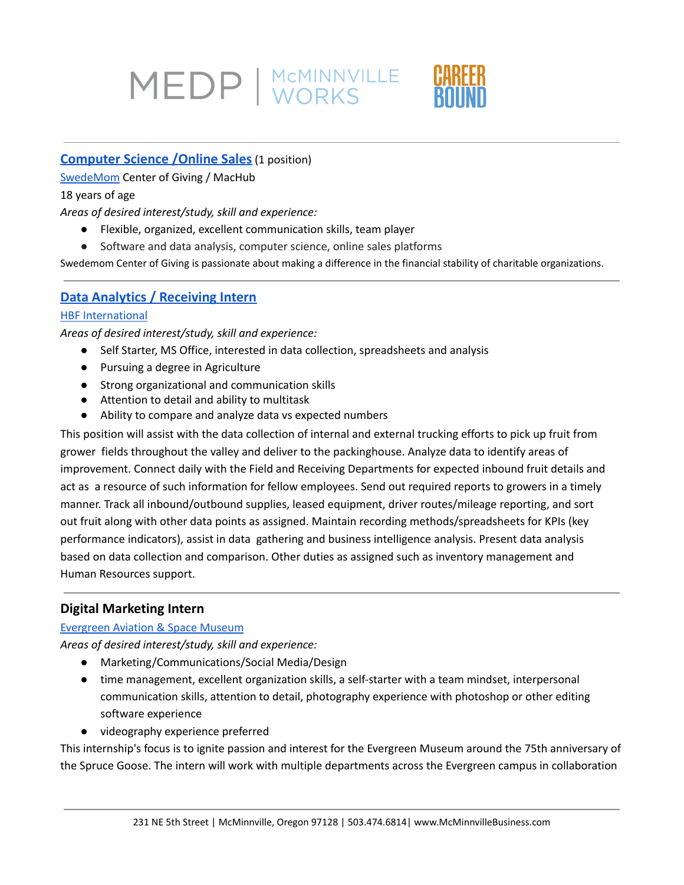## Computer Science /Online Sales (1 position)

SwedeMom Center of Giving / MacHub

18 years of age

*Areas of desired interest/study, skill and experience:*

- Flexible, organized, excellent communication skills, team player
- Software and data analysis, computer science, online sales platforms

Swedemom Center of Giving is passionate about making a difference in the financial stability of charitable organizations.

## Data Analytics / Receiving Intern

HBF International

*Areas of desired interest/study, skill and experience:*

- Self Starter, MS Office, interested in data collection, spreadsheets and analysis
- Pursuing a degree in Agriculture
- Strong organizational and communication skills
- Attention to detail and ability to multitask
- Ability to compare and analyze data vs expected numbers

This position will assist with the data collection of internal and external trucking efforts to pick up fruit from grower fields throughout the valley and deliver to the packinghouse. Analyze data to identify areas of improvement. Connect daily with the Field and Receiving Departments for expected inbound fruit details and act as a resource of such information for fellow employees. Send out required reports to growers in a timely manner. Track all inbound/outbound supplies, leased equipment, driver routes/mileage reporting, and sort out fruit along with other data points as assigned. Maintain recording methods/spreadsheets for KPIs (key performance indicators), assist in data gathering and business intelligence analysis. Present data analysis based on data collection and comparison. Other duties as assigned such as inventory management and Human Resources support.

## Digital Marketing Intern

Evergreen Aviation & Space Museum

*Areas of desired interest/study, skill and experience:*

- Marketing/Communications/Social Media/Design
- time management, excellent organization skills, a self-starter with a team mindset, interpersonal communication skills, attention to detail, photography experience with photoshop or other editing software experience
- videography experience preferred

This internship's focus is to ignite passion and interest for the Evergreen Museum around the 75th anniversary of the Spruce Goose. The intern will work with multiple departments across the Evergreen campus in collaboration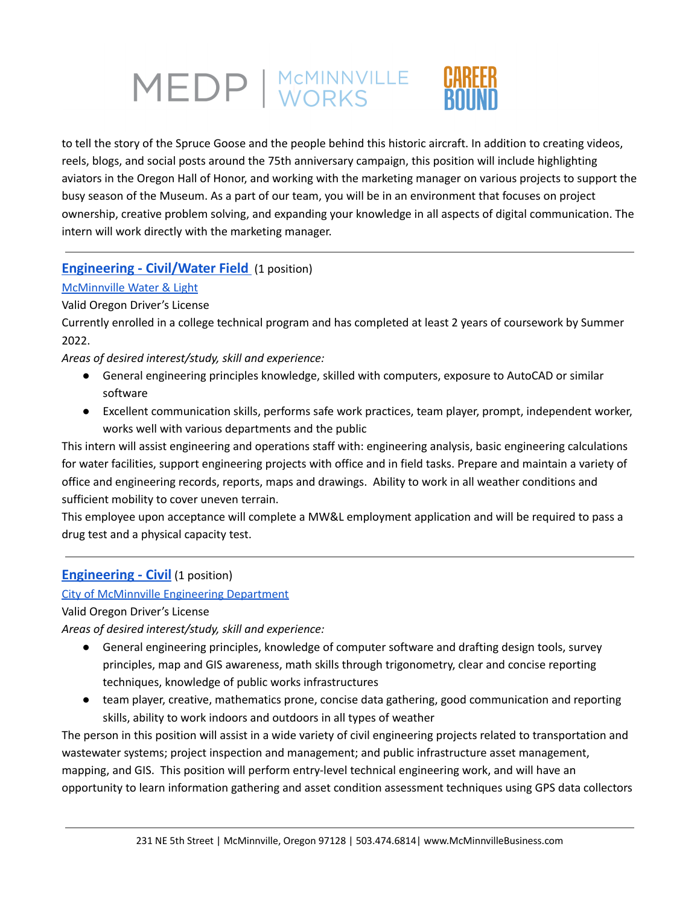to tell the story of the Spruce Goose and the people behind this historic aircraft. In addition to creating videos, reels, blogs, and social posts around the 75th anniversary campaign, this position will include highlighting aviators in the Oregon Hall of Honor, and working with the marketing manager on various projects to support the busy season of the Museum. As a part of our team, you will be in an environment that focuses on project ownership, creative problem solving, and expanding your knowledge in all aspects of digital communication. The intern will work directly with the marketing manager.

---

### Engineering - Civil/Water Field (1 position)

McMinnville Water & Light

Valid Oregon Driver's License

Currently enrolled in a college technical program and has completed at least 2 years of coursework by Summer 2022.

*Areas of desired interest/study, skill and experience:*

- General engineering principles knowledge, skilled with computers, exposure to AutoCAD or similar software
- Excellent communication skills, performs safe work practices, team player, prompt, independent worker, works well with various departments and the public

This intern will assist engineering and operations staff with: engineering analysis, basic engineering calculations for water facilities, support engineering projects with office and in field tasks. Prepare and maintain a variety of office and engineering records, reports, maps and drawings. Ability to work in all weather conditions and sufficient mobility to cover uneven terrain.

This employee upon acceptance will complete a MW&L employment application and will be required to pass a drug test and a physical capacity test.

---

### Engineering - Civil (1 position)

City of McMinnville Engineering Department

Valid Oregon Driver's License

*Areas of desired interest/study, skill and experience:*

- General engineering principles, knowledge of computer software and drafting design tools, survey principles, map and GIS awareness, math skills through trigonometry, clear and concise reporting techniques, knowledge of public works infrastructures
- team player, creative, mathematics prone, concise data gathering, good communication and reporting skills, ability to work indoors and outdoors in all types of weather

The person in this position will assist in a wide variety of civil engineering projects related to transportation and wastewater systems; project inspection and management; and public infrastructure asset management, mapping, and GIS. This position will perform entry-level technical engineering work, and will have an opportunity to learn information gathering and asset condition assessment techniques using GPS data collectors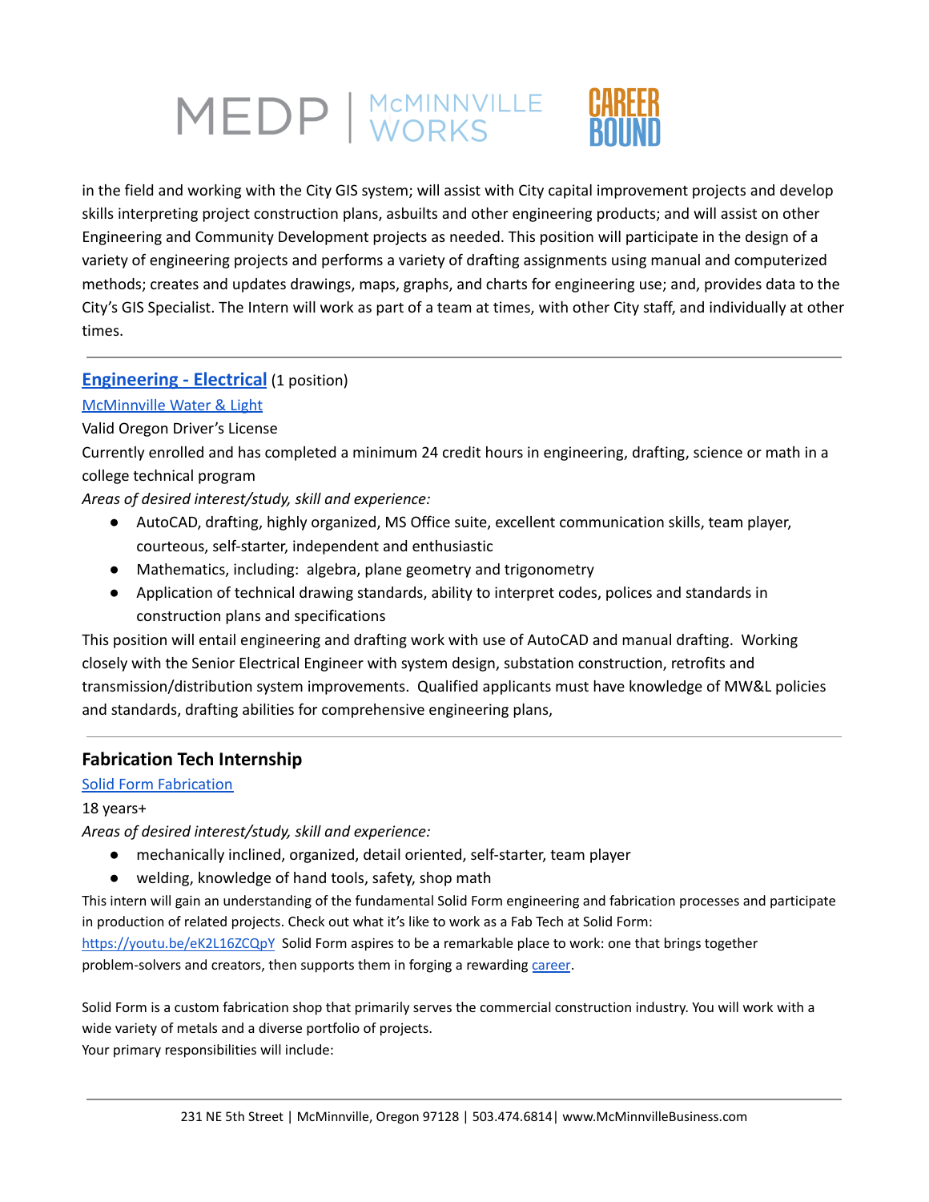in the field and working with the City GIS system; will assist with City capital improvement projects and develop skills interpreting project construction plans, asbuilts and other engineering products; and will assist on other Engineering and Community Development projects as needed. This position will participate in the design of a variety of engineering projects and performs a variety of drafting assignments using manual and computerized methods; creates and updates drawings, maps, graphs, and charts for engineering use; and, provides data to the City's GIS Specialist. The Intern will work as part of a team at times, with other City staff, and individually at other times.

---

### **Engineering - Electrical** (1 position)

McMinnville Water & Light

Valid Oregon Driver's License

Currently enrolled and has completed a minimum 24 credit hours in engineering, drafting, science or math in a college technical program

*Areas of desired interest/study, skill and experience:*

- AutoCAD, drafting, highly organized, MS Office suite, excellent communication skills, team player, courteous, self-starter, independent and enthusiastic
- Mathematics, including: algebra, plane geometry and trigonometry
- Application of technical drawing standards, ability to interpret codes, polices and standards in construction plans and specifications

This position will entail engineering and drafting work with use of AutoCAD and manual drafting. Working closely with the Senior Electrical Engineer with system design, substation construction, retrofits and transmission/distribution system improvements. Qualified applicants must have knowledge of MW&L policies and standards, drafting abilities for comprehensive engineering plans,

---

### Fabrication Tech Internship

Solid Form Fabrication

18 years+

*Areas of desired interest/study, skill and experience:*

- mechanically inclined, organized, detail oriented, self-starter, team player
- welding, knowledge of hand tools, safety, shop math

This intern will gain an understanding of the fundamental Solid Form engineering and fabrication processes and participate in production of related projects. Check out what it's like to work as a Fab Tech at Solid Form: https://youtu.be/eK2L16ZCQpY Solid Form aspires to be a remarkable place to work: one that brings together problem-solvers and creators, then supports them in forging a rewarding career.

Solid Form is a custom fabrication shop that primarily serves the commercial construction industry. You will work with a wide variety of metals and a diverse portfolio of projects.

Your primary responsibilities will include: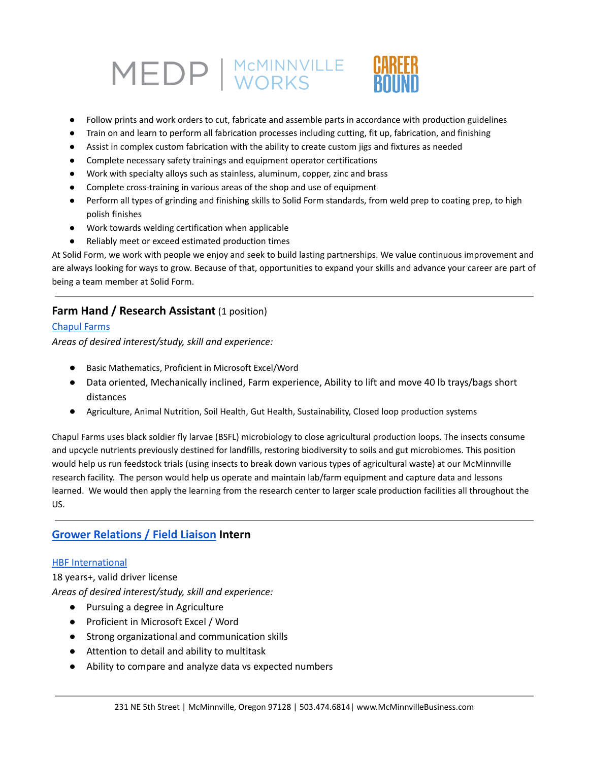- Follow prints and work orders to cut, fabricate and assemble parts in accordance with production guidelines
- Train on and learn to perform all fabrication processes including cutting, fit up, fabrication, and finishing
- Assist in complex custom fabrication with the ability to create custom jigs and fixtures as needed
- Complete necessary safety trainings and equipment operator certifications
- Work with specialty alloys such as stainless, aluminum, copper, zinc and brass
- Complete cross-training in various areas of the shop and use of equipment
- Perform all types of grinding and finishing skills to Solid Form standards, from weld prep to coating prep, to high polish finishes
- Work towards welding certification when applicable
- Reliably meet or exceed estimated production times

At Solid Form, we work with people we enjoy and seek to build lasting partnerships. We value continuous improvement and are always looking for ways to grow. Because of that, opportunities to expand your skills and advance your career are part of being a team member at Solid Form.

---

## Farm Hand / Research Assistant (1 position)

Chapul Farms

*Areas of desired interest/study, skill and experience:*

- Basic Mathematics, Proficient in Microsoft Excel/Word
- Data oriented, Mechanically inclined, Farm experience, Ability to lift and move 40 lb trays/bags short distances
- Agriculture, Animal Nutrition, Soil Health, Gut Health, Sustainability, Closed loop production systems

Chapul Farms uses black soldier fly larvae (BSFL) microbiology to close agricultural production loops. The insects consume and upcycle nutrients previously destined for landfills, restoring biodiversity to soils and gut microbiomes. This position would help us run feedstock trials (using insects to break down various types of agricultural waste) at our McMinnville research facility. The person would help us operate and maintain lab/farm equipment and capture data and lessons learned. We would then apply the learning from the research center to larger scale production facilities all throughout the US.

---

## Grower Relations / Field Liaison Intern

HBF International

18 years+, valid driver license

*Areas of desired interest/study, skill and experience:*

- Pursuing a degree in Agriculture
- Proficient in Microsoft Excel / Word
- Strong organizational and communication skills
- Attention to detail and ability to multitask
- Ability to compare and analyze data vs expected numbers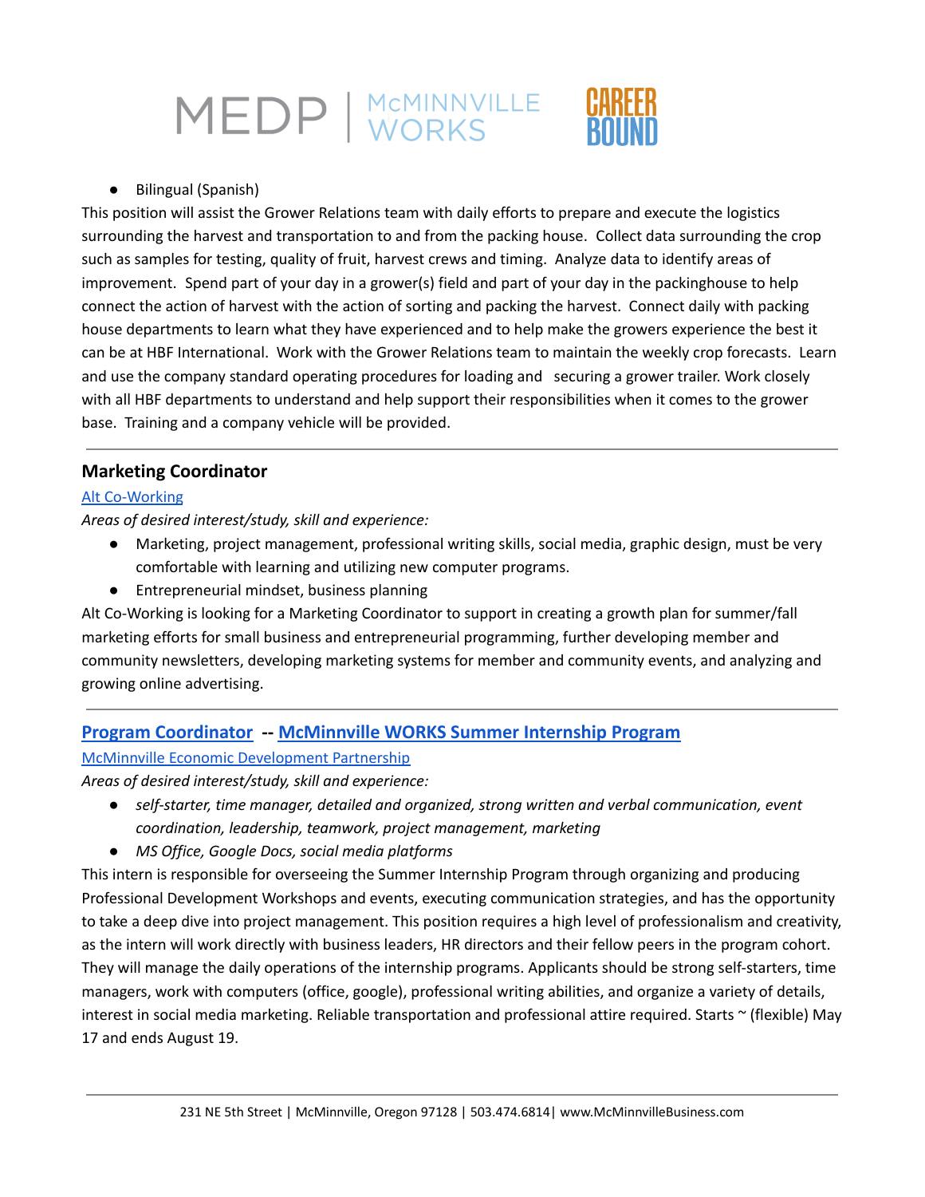- Bilingual (Spanish)

This position will assist the Grower Relations team with daily efforts to prepare and execute the logistics surrounding the harvest and transportation to and from the packing house. Collect data surrounding the crop such as samples for testing, quality of fruit, harvest crews and timing. Analyze data to identify areas of improvement. Spend part of your day in a grower(s) field and part of your day in the packinghouse to help connect the action of harvest with the action of sorting and packing the harvest. Connect daily with packing house departments to learn what they have experienced and to help make the growers experience the best it can be at HBF International. Work with the Grower Relations team to maintain the weekly crop forecasts. Learn and use the company standard operating procedures for loading and securing a grower trailer. Work closely with all HBF departments to understand and help support their responsibilities when it comes to the grower base. Training and a company vehicle will be provided.

---

### Marketing Coordinator

Alt Co-Working

*Areas of desired interest/study, skill and experience:*

- Marketing, project management, professional writing skills, social media, graphic design, must be very comfortable with learning and utilizing new computer programs.
- Entrepreneurial mindset, business planning

Alt Co-Working is looking for a Marketing Coordinator to support in creating a growth plan for summer/fall marketing efforts for small business and entrepreneurial programming, further developing member and community newsletters, developing marketing systems for member and community events, and analyzing and growing online advertising.

---

### Program Coordinator -- McMinnville WORKS Summer Internship Program

McMinnville Economic Development Partnership

*Areas of desired interest/study, skill and experience:*

- *self-starter, time manager, detailed and organized, strong written and verbal communication, event coordination, leadership, teamwork, project management, marketing*
- *MS Office, Google Docs, social media platforms*

This intern is responsible for overseeing the Summer Internship Program through organizing and producing Professional Development Workshops and events, executing communication strategies, and has the opportunity to take a deep dive into project management. This position requires a high level of professionalism and creativity, as the intern will work directly with business leaders, HR directors and their fellow peers in the program cohort. They will manage the daily operations of the internship programs. Applicants should be strong self-starters, time managers, work with computers (office, google), professional writing abilities, and organize a variety of details, interest in social media marketing. Reliable transportation and professional attire required. Starts ~ (flexible) May 17 and ends August 19.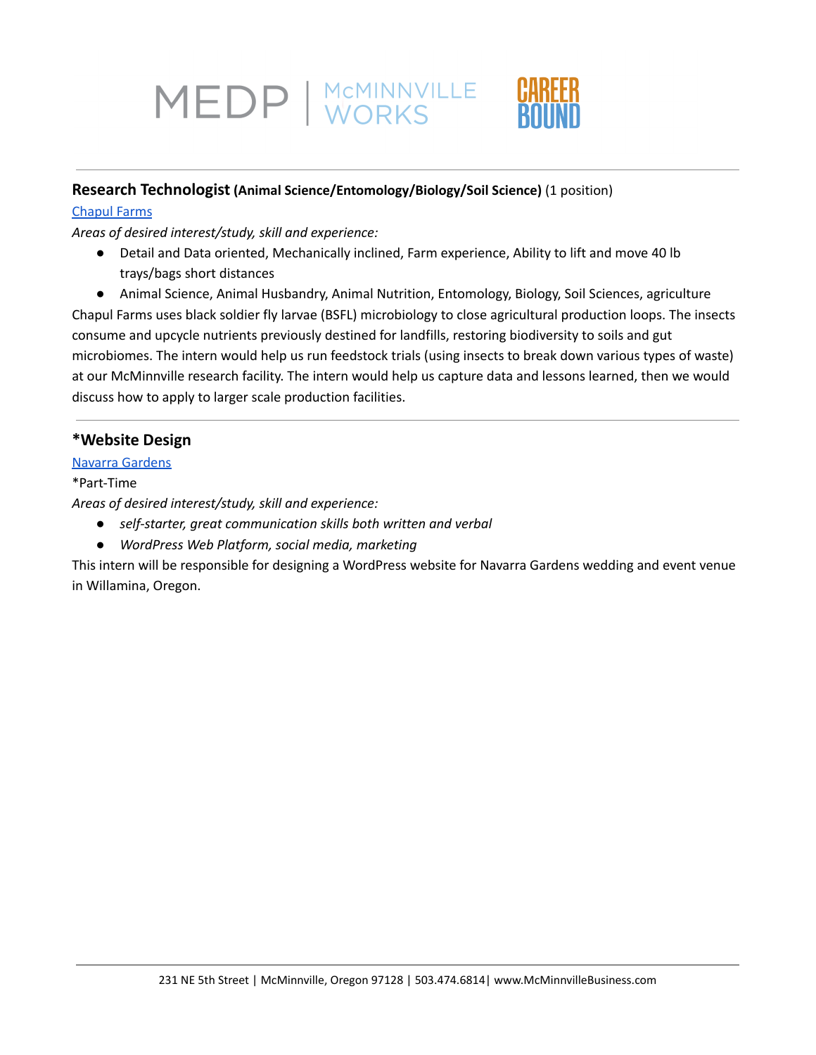**Research Technologist (Animal Science/Entomology/Biology/Soil Science)** (1 position)

Chapul Farms

*Areas of desired interest/study, skill and experience:*

- Detail and Data oriented, Mechanically inclined, Farm experience, Ability to lift and move 40 lb trays/bags short distances
- Animal Science, Animal Husbandry, Animal Nutrition, Entomology, Biology, Soil Sciences, agriculture

Chapul Farms uses black soldier fly larvae (BSFL) microbiology to close agricultural production loops. The insects consume and upcycle nutrients previously destined for landfills, restoring biodiversity to soils and gut microbiomes. The intern would help us run feedstock trials (using insects to break down various types of waste) at our McMinnville research facility. The intern would help us capture data and lessons learned, then we would discuss how to apply to larger scale production facilities.

---

## *Website Design

Navarra Gardens

*Part-Time

*Areas of desired interest/study, skill and experience:*

- *self-starter, great communication skills both written and verbal*
- *WordPress Web Platform, social media, marketing*

This intern will be responsible for designing a WordPress website for Navarra Gardens wedding and event venue in Willamina, Oregon.